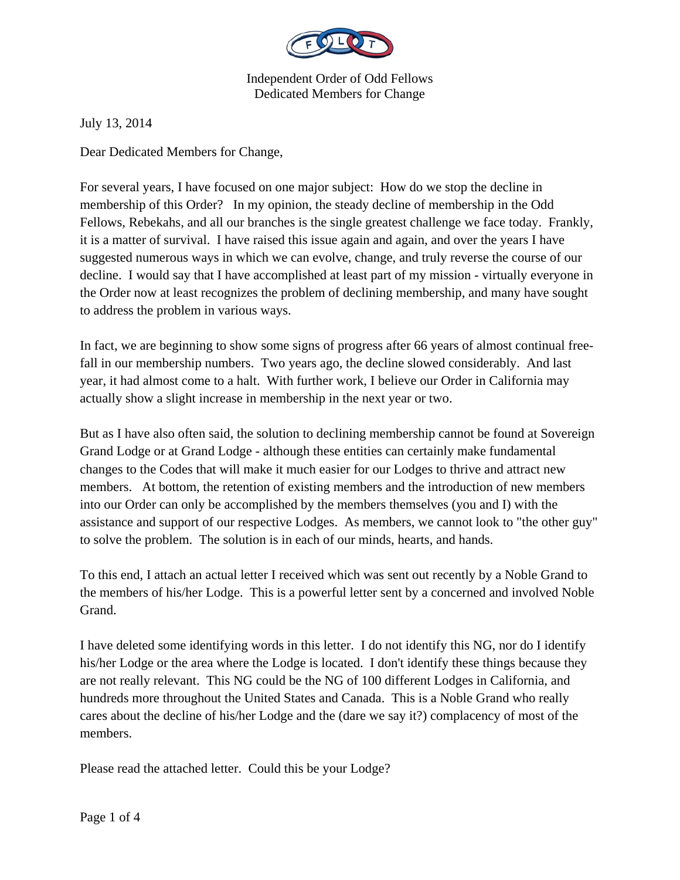Independent Order of Odd Fellows
Dedicated Members for Change

July 13, 2014

Dear Dedicated Members for Change,

For several years, I have focused on one major subject: How do we stop the decline in membership of this Order? In my opinion, the steady decline of membership in the Odd Fellows, Rebekahs, and all our branches is the single greatest challenge we face today. Frankly, it is a matter of survival. I have raised this issue again and again, and over the years I have suggested numerous ways in which we can evolve, change, and truly reverse the course of our decline. I would say that I have accomplished at least part of my mission - virtually everyone in the Order now at least recognizes the problem of declining membership, and many have sought to address the problem in various ways.

In fact, we are beginning to show some signs of progress after 66 years of almost continual free-fall in our membership numbers. Two years ago, the decline slowed considerably. And last year, it had almost come to a halt. With further work, I believe our Order in California may actually show a slight increase in membership in the next year or two.

But as I have also often said, the solution to declining membership cannot be found at Sovereign Grand Lodge or at Grand Lodge - although these entities can certainly make fundamental changes to the Codes that will make it much easier for our Lodges to thrive and attract new members. At bottom, the retention of existing members and the introduction of new members into our Order can only be accomplished by the members themselves (you and I) with the assistance and support of our respective Lodges. As members, we cannot look to "the other guy" to solve the problem. The solution is in each of our minds, hearts, and hands.

To this end, I attach an actual letter I received which was sent out recently by a Noble Grand to the members of his/her Lodge. This is a powerful letter sent by a concerned and involved Noble Grand.

I have deleted some identifying words in this letter. I do not identify this NG, nor do I identify his/her Lodge or the area where the Lodge is located. I don't identify these things because they are not really relevant. This NG could be the NG of 100 different Lodges in California, and hundreds more throughout the United States and Canada. This is a Noble Grand who really cares about the decline of his/her Lodge and the (dare we say it?) complacency of most of the members.

Please read the attached letter. Could this be your Lodge?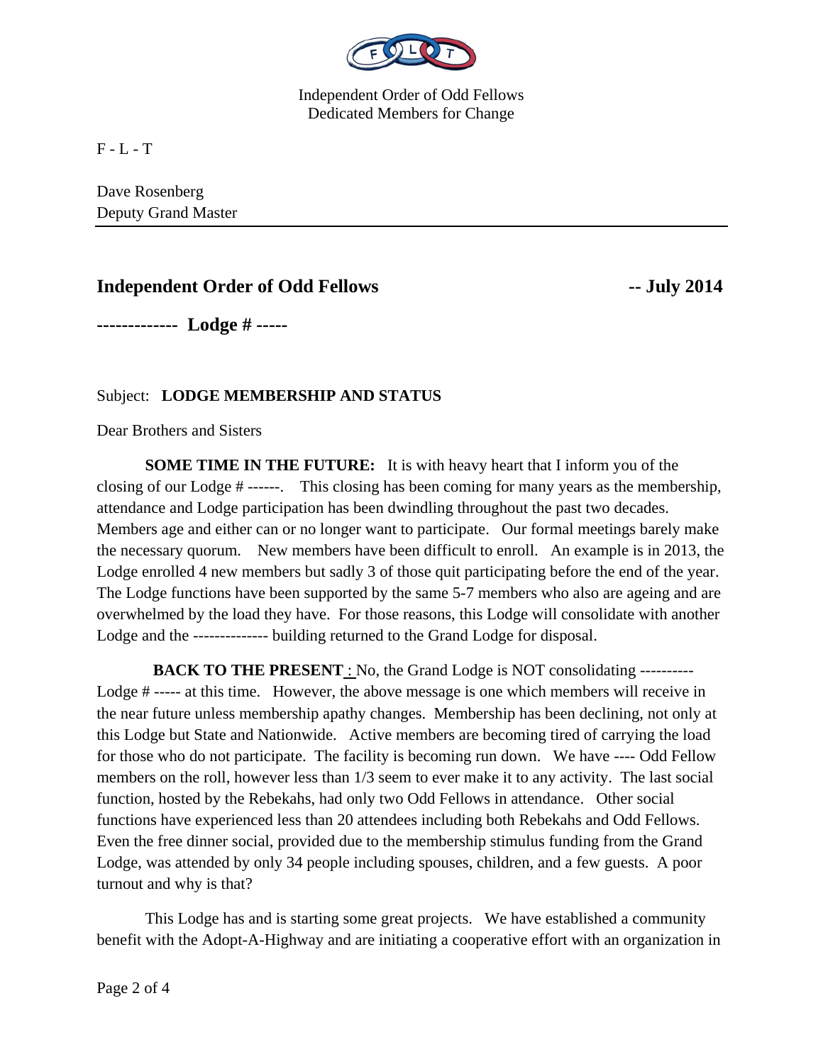Independent Order of Odd Fellows
Dedicated Members for Change

F - L - T

Dave Rosenberg
Deputy Grand Master

---

**Independent Order of Odd Fellows** **-- July 2014**

**------------- Lodge # -----**

Subject: **LODGE MEMBERSHIP AND STATUS**

Dear Brothers and Sisters

**SOME TIME IN THE FUTURE:** It is with heavy heart that I inform you of the closing of our Lodge # ------. This closing has been coming for many years as the membership, attendance and Lodge participation has been dwindling throughout the past two decades. Members age and either can or no longer want to participate. Our formal meetings barely make the necessary quorum. New members have been difficult to enroll. An example is in 2013, the Lodge enrolled 4 new members but sadly 3 of those quit participating before the end of the year. The Lodge functions have been supported by the same 5-7 members who also are ageing and are overwhelmed by the load they have. For those reasons, this Lodge will consolidate with another Lodge and the ------------- building returned to the Grand Lodge for disposal.

**BACK TO THE PRESENT** : No, the Grand Lodge is NOT consolidating ---------- Lodge # ----- at this time. However, the above message is one which members will receive in the near future unless membership apathy changes. Membership has been declining, not only at this Lodge but State and Nationwide. Active members are becoming tired of carrying the load for those who do not participate. The facility is becoming run down. We have ---- Odd Fellow members on the roll, however less than 1/3 seem to ever make it to any activity. The last social function, hosted by the Rebekahs, had only two Odd Fellows in attendance. Other social functions have experienced less than 20 attendees including both Rebekahs and Odd Fellows. Even the free dinner social, provided due to the membership stimulus funding from the Grand Lodge, was attended by only 34 people including spouses, children, and a few guests. A poor turnout and why is that?

This Lodge has and is starting some great projects. We have established a community benefit with the Adopt-A-Highway and are initiating a cooperative effort with an organization in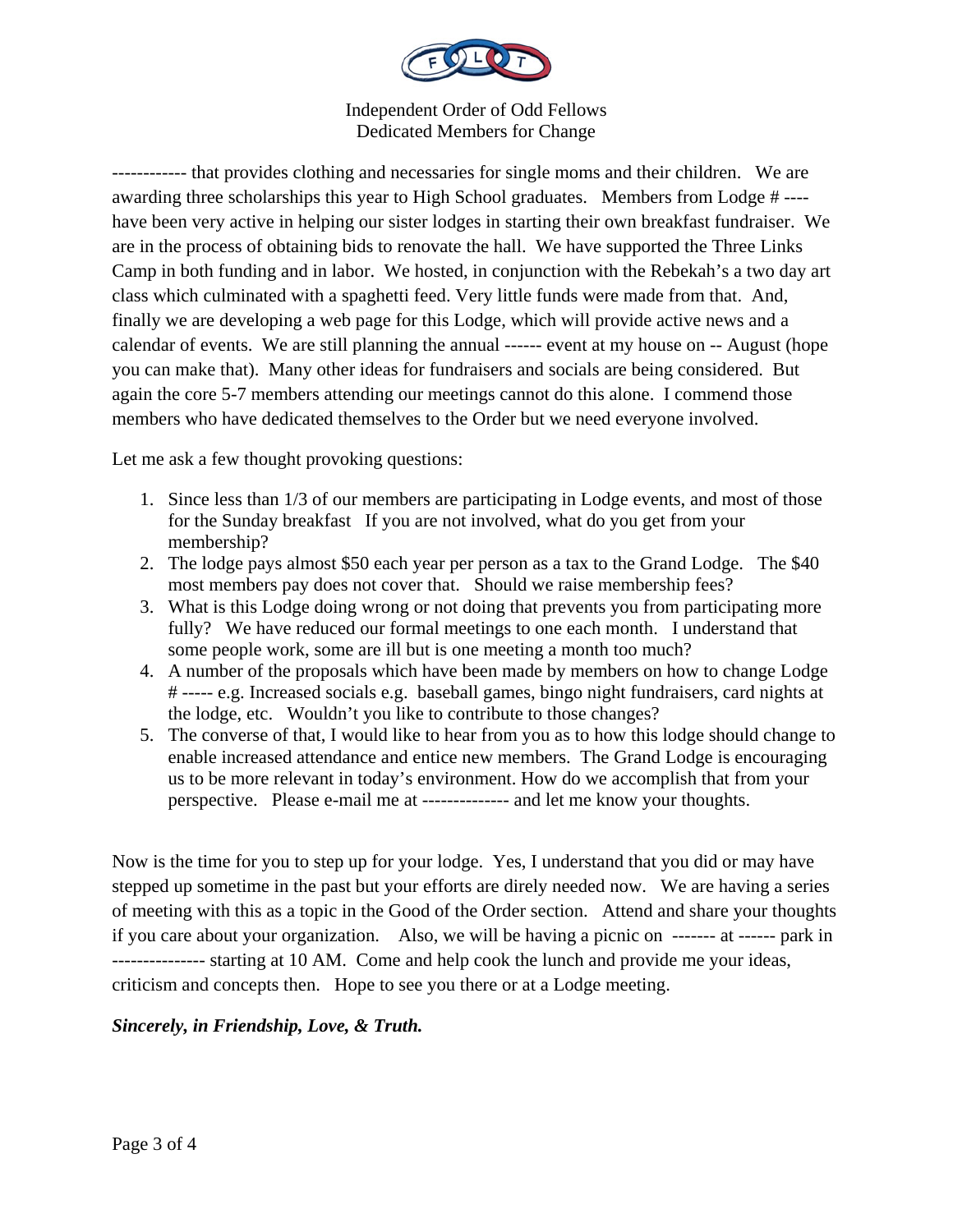Independent Order of Odd Fellows
Dedicated Members for Change

------------ that provides clothing and necessaries for single moms and their children. We are awarding three scholarships this year to High School graduates. Members from Lodge # ---- have been very active in helping our sister lodges in starting their own breakfast fundraiser. We are in the process of obtaining bids to renovate the hall. We have supported the Three Links Camp in both funding and in labor. We hosted, in conjunction with the Rebekah's a two day art class which culminated with a spaghetti feed. Very little funds were made from that. And, finally we are developing a web page for this Lodge, which will provide active news and a calendar of events. We are still planning the annual ------ event at my house on -- August (hope you can make that). Many other ideas for fundraisers and socials are being considered. But again the core 5-7 members attending our meetings cannot do this alone. I commend those members who have dedicated themselves to the Order but we need everyone involved.

Let me ask a few thought provoking questions:

1. Since less than 1/3 of our members are participating in Lodge events, and most of those for the Sunday breakfast If you are not involved, what do you get from your membership?
2. The lodge pays almost $50 each year per person as a tax to the Grand Lodge. The $40 most members pay does not cover that. Should we raise membership fees?
3. What is this Lodge doing wrong or not doing that prevents you from participating more fully? We have reduced our formal meetings to one each month. I understand that some people work, some are ill but is one meeting a month too much?
4. A number of the proposals which have been made by members on how to change Lodge # ----- e.g. Increased socials e.g. baseball games, bingo night fundraisers, card nights at the lodge, etc. Wouldn't you like to contribute to those changes?
5. The converse of that, I would like to hear from you as to how this lodge should change to enable increased attendance and entice new members. The Grand Lodge is encouraging us to be more relevant in today's environment. How do we accomplish that from your perspective. Please e-mail me at -------------- and let me know your thoughts.

Now is the time for you to step up for your lodge. Yes, I understand that you did or may have stepped up sometime in the past but your efforts are direly needed now. We are having a series of meeting with this as a topic in the Good of the Order section. Attend and share your thoughts if you care about your organization. Also, we will be having a picnic on ------- at ------ park in --------------- starting at 10 AM. Come and help cook the lunch and provide me your ideas, criticism and concepts then. Hope to see you there or at a Lodge meeting.

***Sincerely, in Friendship, Love, & Truth.***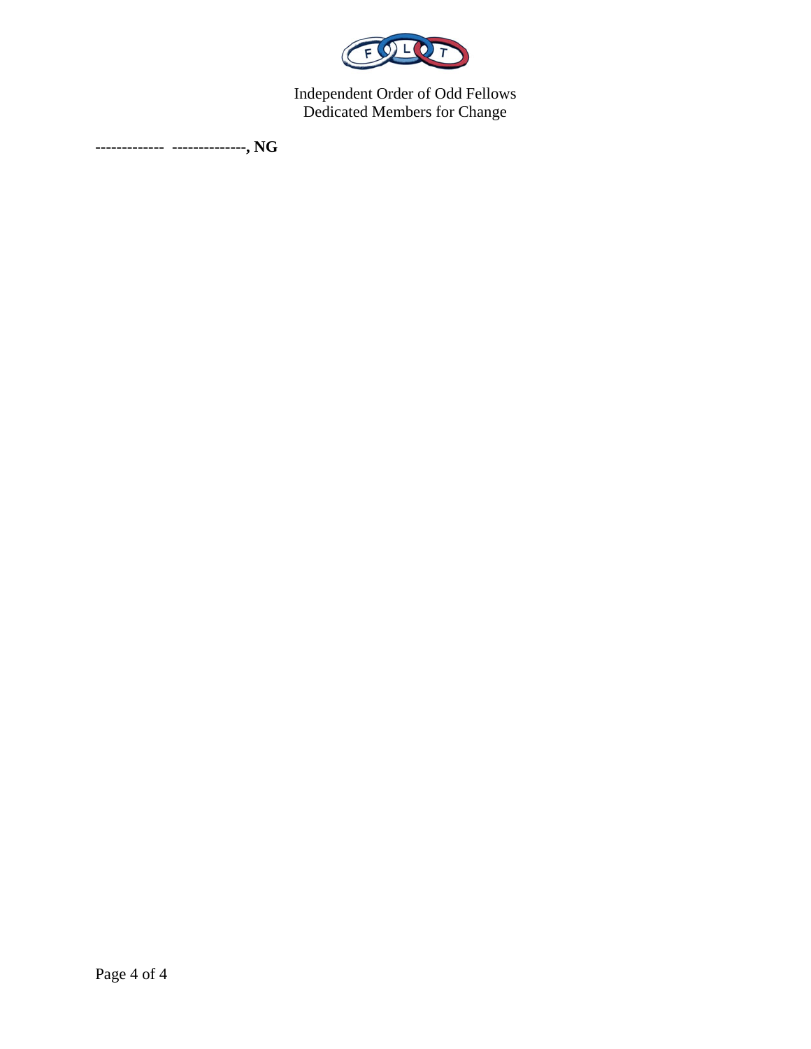Independent Order of Odd Fellows
Dedicated Members for Change

**------------- --------------, NG**